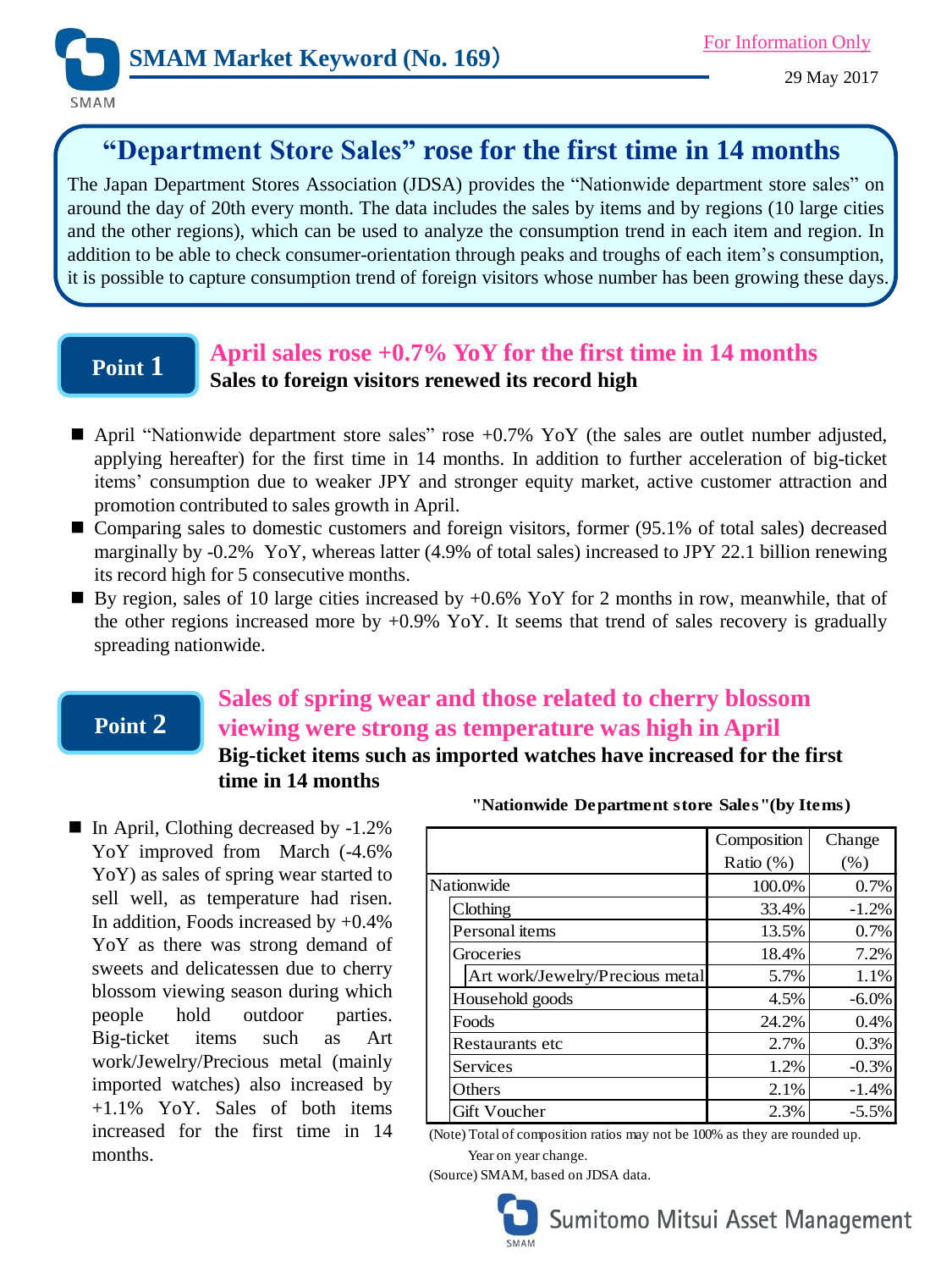# SMAM Market Keyword (No. 169)

For Information Only

29 May 2017

## "Department Store Sales" rose for the first time in 14 months

The Japan Department Stores Association (JDSA) provides the "Nationwide department store sales" on around the day of 20th every month. The data includes the sales by items and by regions (10 large cities and the other regions), which can be used to analyze the consumption trend in each item and region. In addition to be able to check consumer-orientation through peaks and troughs of each item's consumption, it is possible to capture consumption trend of foreign visitors whose number has been growing these days.

## Point 1

### April sales rose +0.7% YoY for the first time in 14 months

**Sales to foreign visitors renewed its record high**

- April "Nationwide department store sales" rose +0.7% YoY (the sales are outlet number adjusted, applying hereafter) for the first time in 14 months. In addition to further acceleration of big-ticket items' consumption due to weaker JPY and stronger equity market, active customer attraction and promotion contributed to sales growth in April.
- Comparing sales to domestic customers and foreign visitors, former (95.1% of total sales) decreased marginally by -0.2% YoY, whereas latter (4.9% of total sales) increased to JPY 22.1 billion renewing its record high for 5 consecutive months.
- By region, sales of 10 large cities increased by +0.6% YoY for 2 months in row, meanwhile, that of the other regions increased more by +0.9% YoY. It seems that trend of sales recovery is gradually spreading nationwide.

## Point 2

### Sales of spring wear and those related to cherry blossom viewing were strong as temperature was high in April

**Big-ticket items such as imported watches have increased for the first time in 14 months**

- In April, Clothing decreased by -1.2% YoY improved from March (-4.6% YoY) as sales of spring wear started to sell well, as temperature had risen. In addition, Foods increased by +0.4% YoY as there was strong demand of sweets and delicatessen due to cherry blossom viewing season during which people hold outdoor parties. Big-ticket items such as Art work/Jewelry/Precious metal (mainly imported watches) also increased by +1.1% YoY. Sales of both items increased for the first time in 14 months.

**"Nationwide Department store Sales"(by Items)**

| | Composition Ratio (%) | Change (%) |
|---|---|---|
| Nationwide | 100.0% | 0.7% |
| Clothing | 33.4% | -1.2% |
| Personal items | 13.5% | 0.7% |
| Groceries | 18.4% | 7.2% |
| Art work/Jewelry/Precious metal | 5.7% | 1.1% |
| Household goods | 4.5% | -6.0% |
| Foods | 24.2% | 0.4% |
| Restaurants etc | 2.7% | 0.3% |
| Services | 1.2% | -0.3% |
| Others | 2.1% | -1.4% |
| Gift Voucher | 2.3% | -5.5% |

(Note) Total of composition ratios may not be 100% as they are rounded up.
Year on year change.
(Source) SMAM, based on JDSA data.

Sumitomo Mitsui Asset Management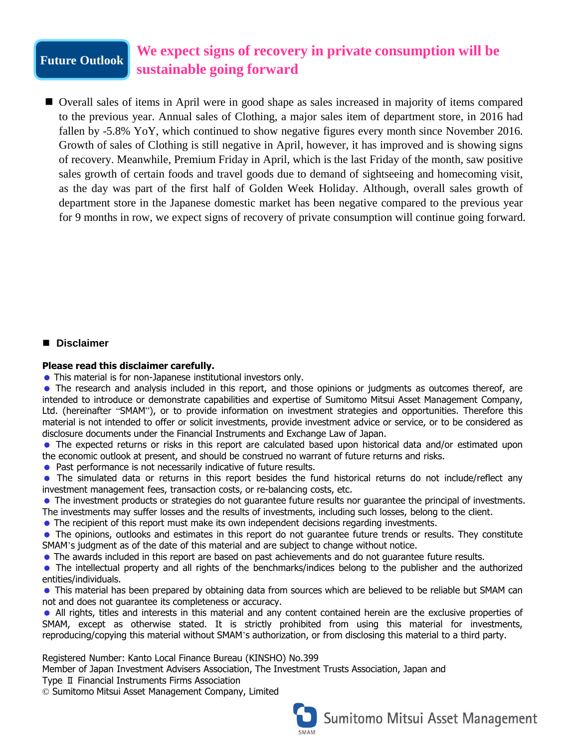## Future Outlook

## We expect signs of recovery in private consumption will be sustainable going forward

- Overall sales of items in April were in good shape as sales increased in majority of items compared to the previous year. Annual sales of Clothing, a major sales item of department store, in 2016 had fallen by -5.8% YoY, which continued to show negative figures every month since November 2016. Growth of sales of Clothing is still negative in April, however, it has improved and is showing signs of recovery. Meanwhile, Premium Friday in April, which is the last Friday of the month, saw positive sales growth of certain foods and travel goods due to demand of sightseeing and homecoming visit, as the day was part of the first half of Golden Week Holiday. Although, overall sales growth of department store in the Japanese domestic market has been negative compared to the previous year for 9 months in row, we expect signs of recovery of private consumption will continue going forward.

### Disclaimer

**Please read this disclaimer carefully.**

- This material is for non-Japanese institutional investors only.
- The research and analysis included in this report, and those opinions or judgments as outcomes thereof, are intended to introduce or demonstrate capabilities and expertise of Sumitomo Mitsui Asset Management Company, Ltd. (hereinafter "SMAM"), or to provide information on investment strategies and opportunities. Therefore this material is not intended to offer or solicit investments, provide investment advice or service, or to be considered as disclosure documents under the Financial Instruments and Exchange Law of Japan.
- The expected returns or risks in this report are calculated based upon historical data and/or estimated upon the economic outlook at present, and should be construed no warrant of future returns and risks.
- Past performance is not necessarily indicative of future results.
- The simulated data or returns in this report besides the fund historical returns do not include/reflect any investment management fees, transaction costs, or re-balancing costs, etc.
- The investment products or strategies do not guarantee future results nor guarantee the principal of investments. The investments may suffer losses and the results of investments, including such losses, belong to the client.
- The recipient of this report must make its own independent decisions regarding investments.
- The opinions, outlooks and estimates in this report do not guarantee future trends or results. They constitute SMAM's judgment as of the date of this material and are subject to change without notice.
- The awards included in this report are based on past achievements and do not guarantee future results.
- The intellectual property and all rights of the benchmarks/indices belong to the publisher and the authorized entities/individuals.
- This material has been prepared by obtaining data from sources which are believed to be reliable but SMAM can not and does not guarantee its completeness or accuracy.
- All rights, titles and interests in this material and any content contained herein are the exclusive properties of SMAM, except as otherwise stated. It is strictly prohibited from using this material for investments, reproducing/copying this material without SMAM's authorization, or from disclosing this material to a third party.

Registered Number: Kanto Local Finance Bureau (KINSHO) No.399
Member of Japan Investment Advisers Association, The Investment Trusts Association, Japan and Type Ⅱ Financial Instruments Firms Association
© Sumitomo Mitsui Asset Management Company, Limited

Sumitomo Mitsui Asset Management